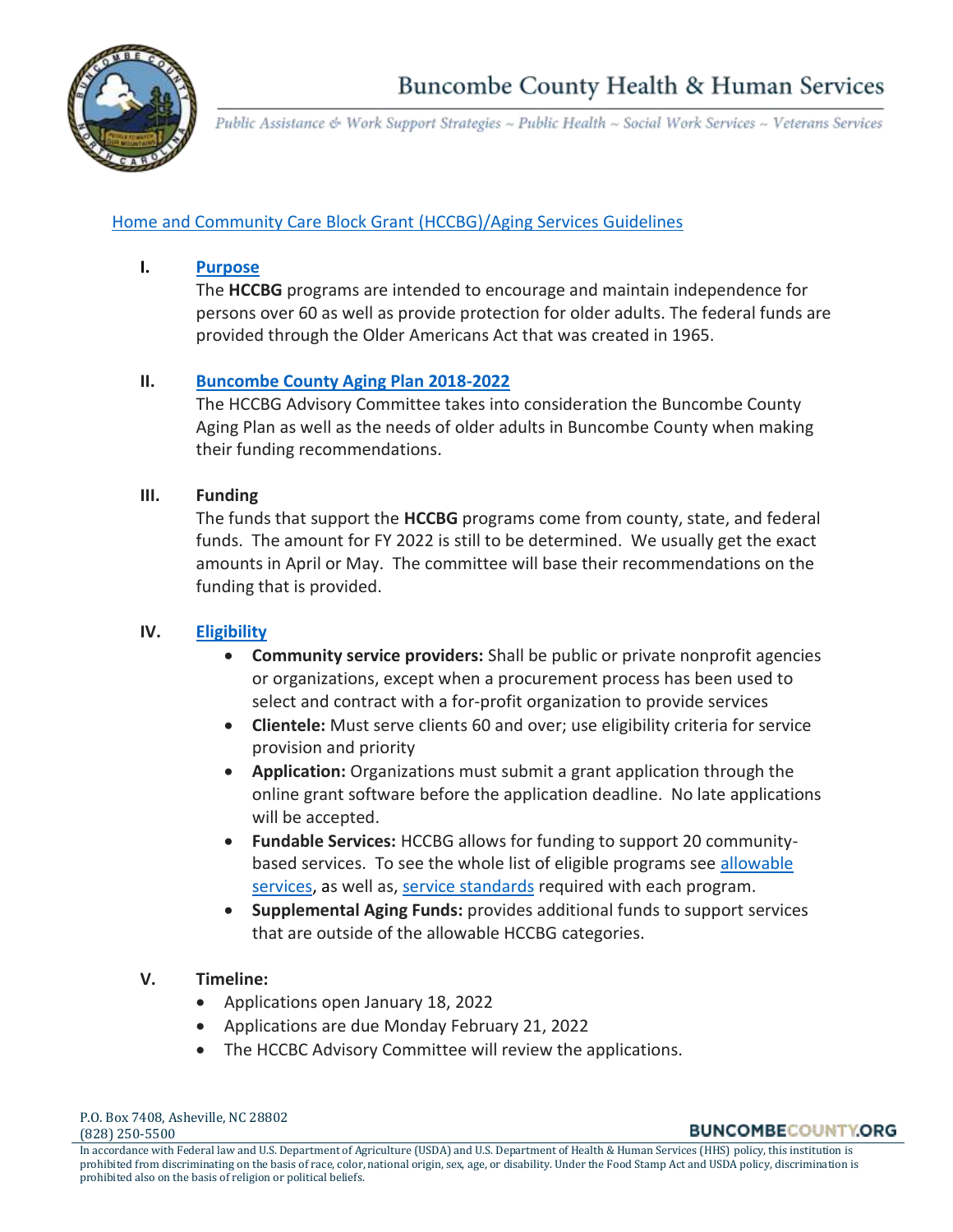# Buncombe County Health & Human Services

*Public Assistance & Work Support Strategies ~ Public Health ~ Social Work Services ~ Veterans Services*

## Home and Community Care Block Grant (HCCBG)/Aging Services Guidelines

### I. Purpose

The **HCCBG** programs are intended to encourage and maintain independence for persons over 60 as well as provide protection for older adults. The federal funds are provided through the Older Americans Act that was created in 1965.

### II. Buncombe County Aging Plan 2018-2022

The HCCBG Advisory Committee takes into consideration the Buncombe County Aging Plan as well as the needs of older adults in Buncombe County when making their funding recommendations.

### III. Funding

The funds that support the **HCCBG** programs come from county, state, and federal funds. The amount for FY 2022 is still to be determined. We usually get the exact amounts in April or May. The committee will base their recommendations on the funding that is provided.

### IV. Eligibility

- **Community service providers:** Shall be public or private nonprofit agencies or organizations, except when a procurement process has been used to select and contract with a for-profit organization to provide services
- **Clientele:** Must serve clients 60 and over; use eligibility criteria for service provision and priority
- **Application:** Organizations must submit a grant application through the online grant software before the application deadline. No late applications will be accepted.
- **Fundable Services:** HCCBG allows for funding to support 20 community-based services. To see the whole list of eligible programs see allowable services, as well as, service standards required with each program.
- **Supplemental Aging Funds:** provides additional funds to support services that are outside of the allowable HCCBG categories.

### V. Timeline:

- Applications open January 18, 2022
- Applications are due Monday February 21, 2022
- The HCCBC Advisory Committee will review the applications.

P.O. Box 7408, Asheville, NC 28802
(828) 250-5500

BUNCOMBECOUNTY.ORG

In accordance with Federal law and U.S. Department of Agriculture (USDA) and U.S. Department of Health & Human Services (HHS) policy, this institution is prohibited from discriminating on the basis of race, color, national origin, sex, age, or disability. Under the Food Stamp Act and USDA policy, discrimination is prohibited also on the basis of religion or political beliefs.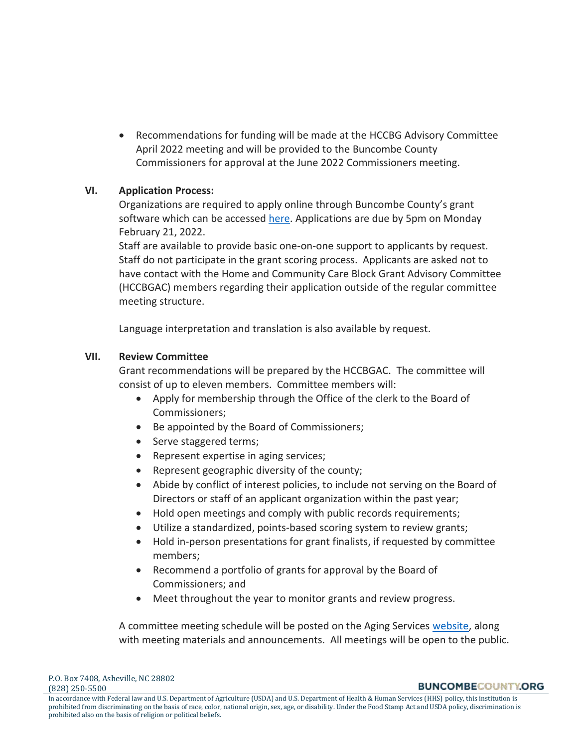- Recommendations for funding will be made at the HCCBG Advisory Committee April 2022 meeting and will be provided to the Buncombe County Commissioners for approval at the June 2022 Commissioners meeting.

## VI. Application Process:

Organizations are required to apply online through Buncombe County's grant software which can be accessed here. Applications are due by 5pm on Monday February 21, 2022.

Staff are available to provide basic one-on-one support to applicants by request. Staff do not participate in the grant scoring process. Applicants are asked not to have contact with the Home and Community Care Block Grant Advisory Committee (HCCBGAC) members regarding their application outside of the regular committee meeting structure.

Language interpretation and translation is also available by request.

## VII. Review Committee

Grant recommendations will be prepared by the HCCBGAC. The committee will consist of up to eleven members. Committee members will:

- Apply for membership through the Office of the clerk to the Board of Commissioners;
- Be appointed by the Board of Commissioners;
- Serve staggered terms;
- Represent expertise in aging services;
- Represent geographic diversity of the county;
- Abide by conflict of interest policies, to include not serving on the Board of Directors or staff of an applicant organization within the past year;
- Hold open meetings and comply with public records requirements;
- Utilize a standardized, points-based scoring system to review grants;
- Hold in-person presentations for grant finalists, if requested by committee members;
- Recommend a portfolio of grants for approval by the Board of Commissioners; and
- Meet throughout the year to monitor grants and review progress.

A committee meeting schedule will be posted on the Aging Services website, along with meeting materials and announcements. All meetings will be open to the public.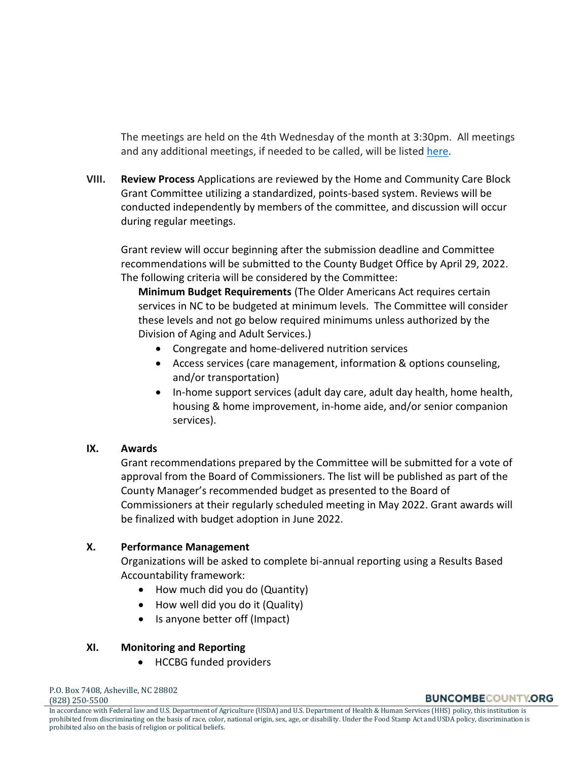The meetings are held on the 4th Wednesday of the month at 3:30pm. All meetings and any additional meetings, if needed to be called, will be listed here.

## VIII. Review Process

**Review Process** Applications are reviewed by the Home and Community Care Block Grant Committee utilizing a standardized, points-based system. Reviews will be conducted independently by members of the committee, and discussion will occur during regular meetings.

Grant review will occur beginning after the submission deadline and Committee recommendations will be submitted to the County Budget Office by April 29, 2022. The following criteria will be considered by the Committee:

**Minimum Budget Requirements** (The Older Americans Act requires certain services in NC to be budgeted at minimum levels. The Committee will consider these levels and not go below required minimums unless authorized by the Division of Aging and Adult Services.)

- Congregate and home-delivered nutrition services
- Access services (care management, information & options counseling, and/or transportation)
- In-home support services (adult day care, adult day health, home health, housing & home improvement, in-home aide, and/or senior companion services).

## IX. Awards

Grant recommendations prepared by the Committee will be submitted for a vote of approval from the Board of Commissioners. The list will be published as part of the County Manager's recommended budget as presented to the Board of Commissioners at their regularly scheduled meeting in May 2022. Grant awards will be finalized with budget adoption in June 2022.

## X. Performance Management

Organizations will be asked to complete bi-annual reporting using a Results Based Accountability framework:

- How much did you do (Quantity)
- How well did you do it (Quality)
- Is anyone better off (Impact)

## XI. Monitoring and Reporting

- HCCBG funded providers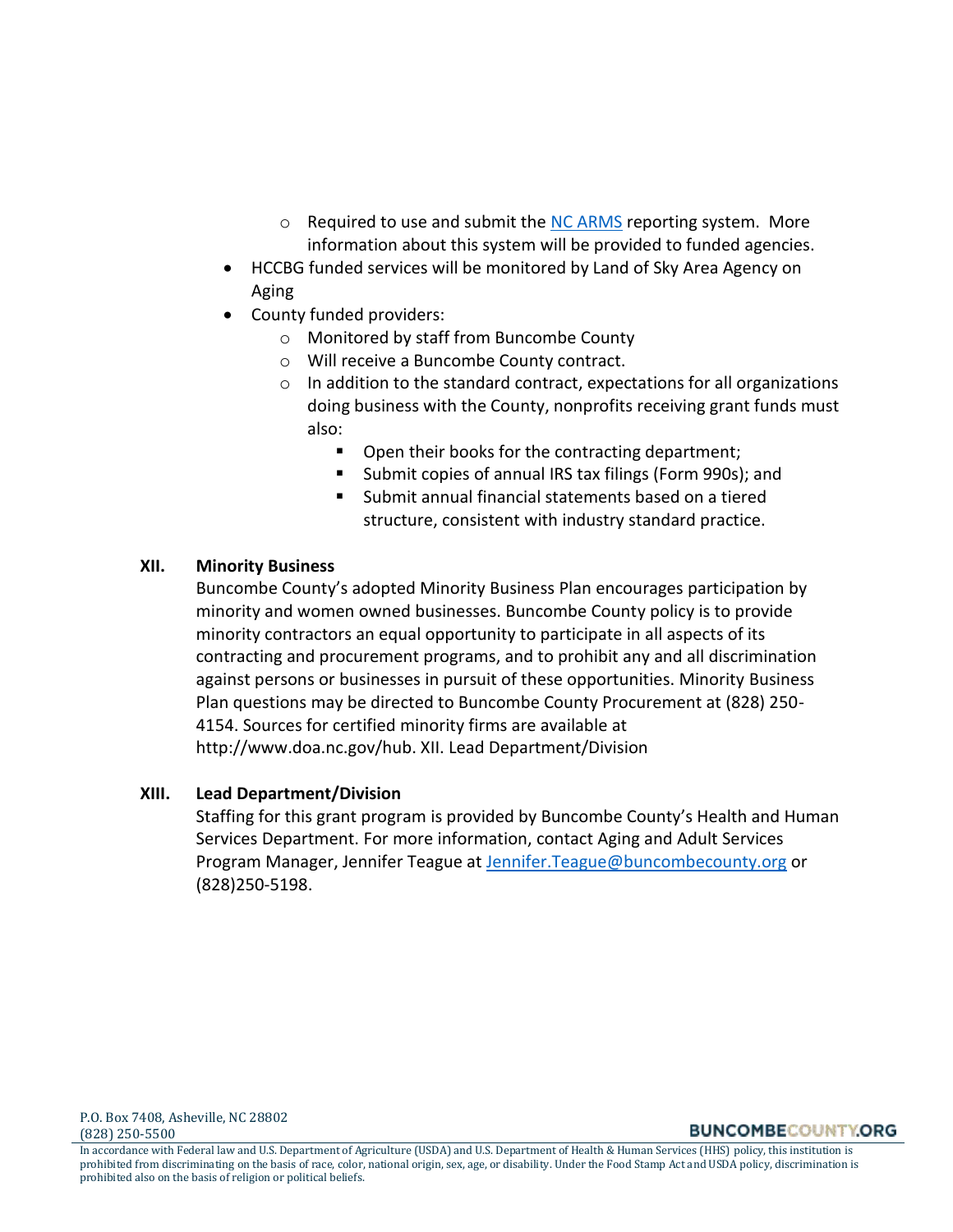- Required to use and submit the [NC ARMS](#) reporting system. More information about this system will be provided to funded agencies.
- HCCBG funded services will be monitored by Land of Sky Area Agency on Aging
- County funded providers:
    - Monitored by staff from Buncombe County
    - Will receive a Buncombe County contract.
    - In addition to the standard contract, expectations for all organizations doing business with the County, nonprofits receiving grant funds must also:
        - Open their books for the contracting department;
        - Submit copies of annual IRS tax filings (Form 990s); and
        - Submit annual financial statements based on a tiered structure, consistent with industry standard practice.

## XII. Minority Business

Buncombe County's adopted Minority Business Plan encourages participation by minority and women owned businesses. Buncombe County policy is to provide minority contractors an equal opportunity to participate in all aspects of its contracting and procurement programs, and to prohibit any and all discrimination against persons or businesses in pursuit of these opportunities. Minority Business Plan questions may be directed to Buncombe County Procurement at (828) 250-4154. Sources for certified minority firms are available at http://www.doa.nc.gov/hub. XII. Lead Department/Division

## XIII. Lead Department/Division

Staffing for this grant program is provided by Buncombe County's Health and Human Services Department. For more information, contact Aging and Adult Services Program Manager, Jennifer Teague at Jennifer.Teague@buncombecounty.org or (828)250-5198.